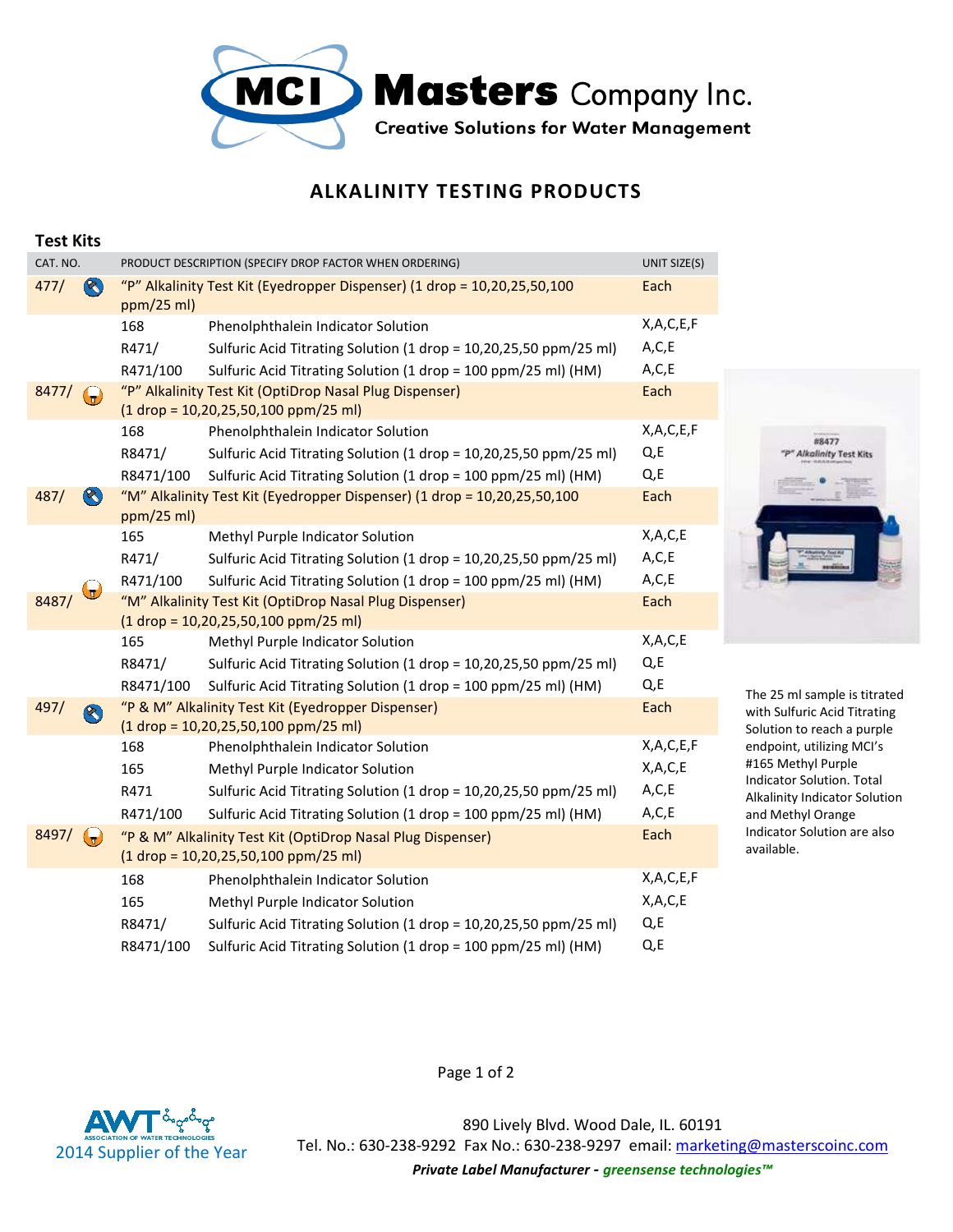# MCI Masters Company Inc.

**Creative Solutions for Water Management**

## ALKALINITY TESTING PRODUCTS

### Test Kits

| CAT. NO. | | PRODUCT DESCRIPTION (SPECIFY DROP FACTOR WHEN ORDERING) | UNIT SIZE(S) |
|---|---|---|---|
| 477/ | | "P" Alkalinity Test Kit (Eyedropper Dispenser) (1 drop = 10,20,25,50,100 ppm/25 ml) | Each |
| | 168 | Phenolphthalein Indicator Solution | X,A,C,E,F |
| | R471/ | Sulfuric Acid Titrating Solution (1 drop = 10,20,25,50 ppm/25 ml) | A,C,E |
| | R471/100 | Sulfuric Acid Titrating Solution (1 drop = 100 ppm/25 ml) (HM) | A,C,E |
| 8477/ | | "P" Alkalinity Test Kit (OptiDrop Nasal Plug Dispenser) (1 drop = 10,20,25,50,100 ppm/25 ml) | Each |
| | 168 | Phenolphthalein Indicator Solution | X,A,C,E,F |
| | R8471/ | Sulfuric Acid Titrating Solution (1 drop = 10,20,25,50 ppm/25 ml) | Q,E |
| | R8471/100 | Sulfuric Acid Titrating Solution (1 drop = 100 ppm/25 ml) (HM) | Q,E |
| 487/ | | "M" Alkalinity Test Kit (Eyedropper Dispenser) (1 drop = 10,20,25,50,100 ppm/25 ml) | Each |
| | 165 | Methyl Purple Indicator Solution | X,A,C,E |
| | R471/ | Sulfuric Acid Titrating Solution (1 drop = 10,20,25,50 ppm/25 ml) | A,C,E |
| | R471/100 | Sulfuric Acid Titrating Solution (1 drop = 100 ppm/25 ml) (HM) | A,C,E |
| 8487/ | | "M" Alkalinity Test Kit (OptiDrop Nasal Plug Dispenser) (1 drop = 10,20,25,50,100 ppm/25 ml) | Each |
| | 165 | Methyl Purple Indicator Solution | X,A,C,E |
| | R8471/ | Sulfuric Acid Titrating Solution (1 drop = 10,20,25,50 ppm/25 ml) | Q,E |
| | R8471/100 | Sulfuric Acid Titrating Solution (1 drop = 100 ppm/25 ml) (HM) | Q,E |
| 497/ | | "P & M" Alkalinity Test Kit (Eyedropper Dispenser) (1 drop = 10,20,25,50,100 ppm/25 ml) | Each |
| | 168 | Phenolphthalein Indicator Solution | X,A,C,E,F |
| | 165 | Methyl Purple Indicator Solution | X,A,C,E |
| | R471 | Sulfuric Acid Titrating Solution (1 drop = 10,20,25,50 ppm/25 ml) | A,C,E |
| | R471/100 | Sulfuric Acid Titrating Solution (1 drop = 100 ppm/25 ml) (HM) | A,C,E |
| 8497/ | | "P & M" Alkalinity Test Kit (OptiDrop Nasal Plug Dispenser) (1 drop = 10,20,25,50,100 ppm/25 ml) | Each |
| | 168 | Phenolphthalein Indicator Solution | X,A,C,E,F |
| | 165 | Methyl Purple Indicator Solution | X,A,C,E |
| | R8471/ | Sulfuric Acid Titrating Solution (1 drop = 10,20,25,50 ppm/25 ml) | Q,E |
| | R8471/100 | Sulfuric Acid Titrating Solution (1 drop = 100 ppm/25 ml) (HM) | Q,E |

The 25 ml sample is titrated with Sulfuric Acid Titrating Solution to reach a purple endpoint, utilizing MCI's #165 Methyl Purple Indicator Solution. Total Alkalinity Indicator Solution and Methyl Orange Indicator Solution are also available.

AWT Association of Water Technologies 2014 Supplier of the Year

890 Lively Blvd. Wood Dale, IL. 60191
Tel. No.: 630-238-9292 Fax No.: 630-238-9297 email: marketing@masterscoinc.com
***Private Label Manufacturer - greensense technologies™***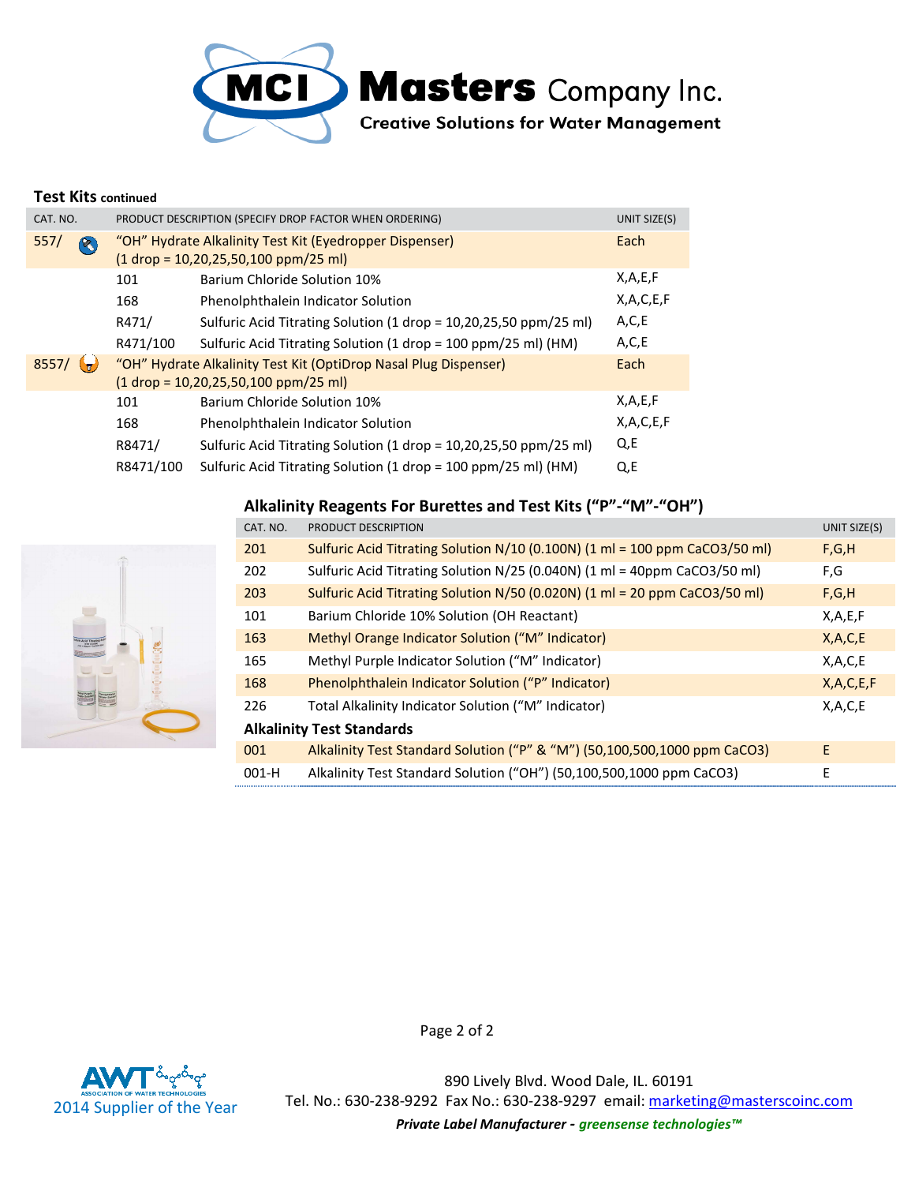# Masters Company Inc.

**Creative Solutions for Water Management**

## Test Kits continued

| CAT. NO. | | PRODUCT DESCRIPTION (SPECIFY DROP FACTOR WHEN ORDERING) | UNIT SIZE(S) |
|---|---|---|---|
| 557/ | | "OH" Hydrate Alkalinity Test Kit (Eyedropper Dispenser) (1 drop = 10,20,25,50,100 ppm/25 ml) | Each |
| | 101 | Barium Chloride Solution 10% | X,A,E,F |
| | 168 | Phenolphthalein Indicator Solution | X,A,C,E,F |
| | R471/ | Sulfuric Acid Titrating Solution (1 drop = 10,20,25,50 ppm/25 ml) | A,C,E |
| | R471/100 | Sulfuric Acid Titrating Solution (1 drop = 100 ppm/25 ml) (HM) | A,C,E |
| 8557/ | | "OH" Hydrate Alkalinity Test Kit (OptiDrop Nasal Plug Dispenser) (1 drop = 10,20,25,50,100 ppm/25 ml) | Each |
| | 101 | Barium Chloride Solution 10% | X,A,E,F |
| | 168 | Phenolphthalein Indicator Solution | X,A,C,E,F |
| | R8471/ | Sulfuric Acid Titrating Solution (1 drop = 10,20,25,50 ppm/25 ml) | Q,E |
| | R8471/100 | Sulfuric Acid Titrating Solution (1 drop = 100 ppm/25 ml) (HM) | Q,E |

## Alkalinity Reagents For Burettes and Test Kits ("P"-"M"-"OH")

| CAT. NO. | PRODUCT DESCRIPTION | UNIT SIZE(S) |
|---|---|---|
| 201 | Sulfuric Acid Titrating Solution N/10 (0.100N) (1 ml = 100 ppm $CaCO_3$/50 ml) | F,G,H |
| 202 | Sulfuric Acid Titrating Solution N/25 (0.040N) (1 ml = 40ppm $CaCO_3$/50 ml) | F,G |
| 203 | Sulfuric Acid Titrating Solution N/50 (0.020N) (1 ml = 20 ppm $CaCO_3$/50 ml) | F,G,H |
| 101 | Barium Chloride 10% Solution (OH Reactant) | X,A,E,F |
| 163 | Methyl Orange Indicator Solution ("M" Indicator) | X,A,C,E |
| 165 | Methyl Purple Indicator Solution ("M" Indicator) | X,A,C,E |
| 168 | Phenolphthalein Indicator Solution ("P" Indicator) | X,A,C,E,F |
| 226 | Total Alkalinity Indicator Solution ("M" Indicator) | X,A,C,E |
| **Alkalinity Test Standards** | | |
| 001 | Alkalinity Test Standard Solution ("P" & "M") (50,100,500,1000 ppm $CaCO_3$) | E |
| 001-H | Alkalinity Test Standard Solution ("OH") (50,100,500,1000 ppm $CaCO_3$) | E |

AWT Association of Water Technologies 2014 Supplier of the Year

890 Lively Blvd. Wood Dale, IL. 60191
Tel. No.: 630-238-9292 Fax No.: 630-238-9297 email: marketing@masterscoinc.com

***Private Label Manufacturer - greensense technologies™***